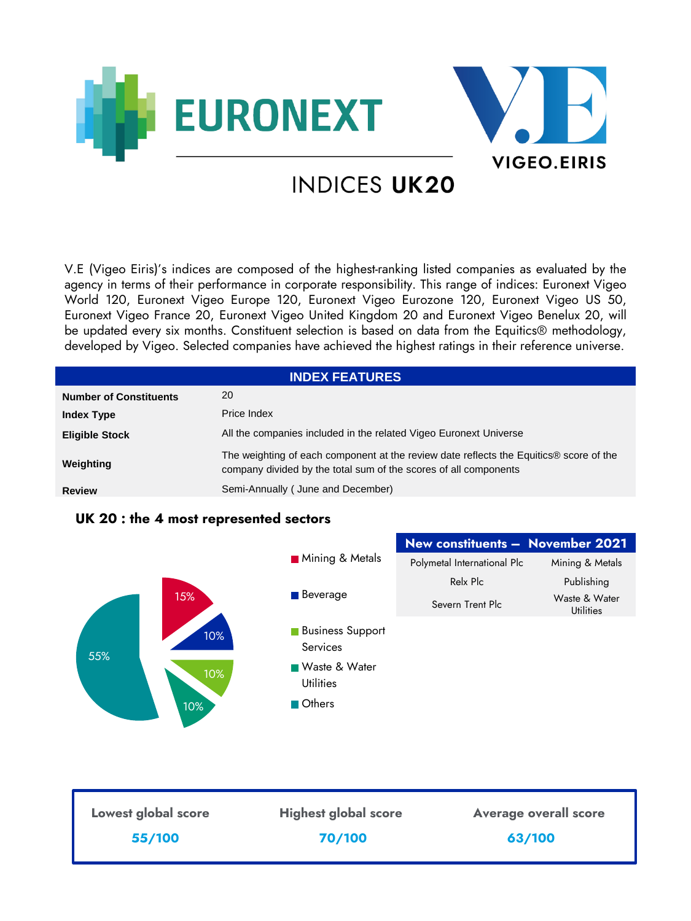EURONEXT

VIGEO.EIRIS

# INDICES UK20

V.E (Vigeo Eiris)'s indices are composed of the highest-ranking listed companies as evaluated by the agency in terms of their performance in corporate responsibility. This range of indices: Euronext Vigeo World 120, Euronext Vigeo Europe 120, Euronext Vigeo Eurozone 120, Euronext Vigeo US 50, Euronext Vigeo France 20, Euronext Vigeo United Kingdom 20 and Euronext Vigeo Benelux 20, will be updated every six months. Constituent selection is based on data from the Equitics® methodology, developed by Vigeo. Selected companies have achieved the highest ratings in their reference universe.

## INDEX FEATURES

| | |
|---|---|
| **Number of Constituents** | 20 |
| **Index Type** | Price Index |
| **Eligible Stock** | All the companies included in the related Vigeo Euronext Universe |
| **Weighting** | The weighting of each component at the review date reflects the Equitics® score of the company divided by the total sum of the scores of all components |
| **Review** | Semi-Annually ( June and December) |

## UK 20 : the 4 most represented sectors

| Sector | Share |
|---|---|
| Mining & Metals | 15% |
| Beverage | 10% |
| Business Support Services | 10% |
| Waste & Water Utilities | 10% |
| Others | 55% |

| New constituents – November 2021 | |
|---|---|
| Polymetal International Plc | Mining & Metals |
| Relx Plc | Publishing |
| Severn Trent Plc | Waste & Water Utilities |

| Lowest global score | Highest global score | Average overall score |
|---|---|---|
| 55/100 | 70/100 | 63/100 |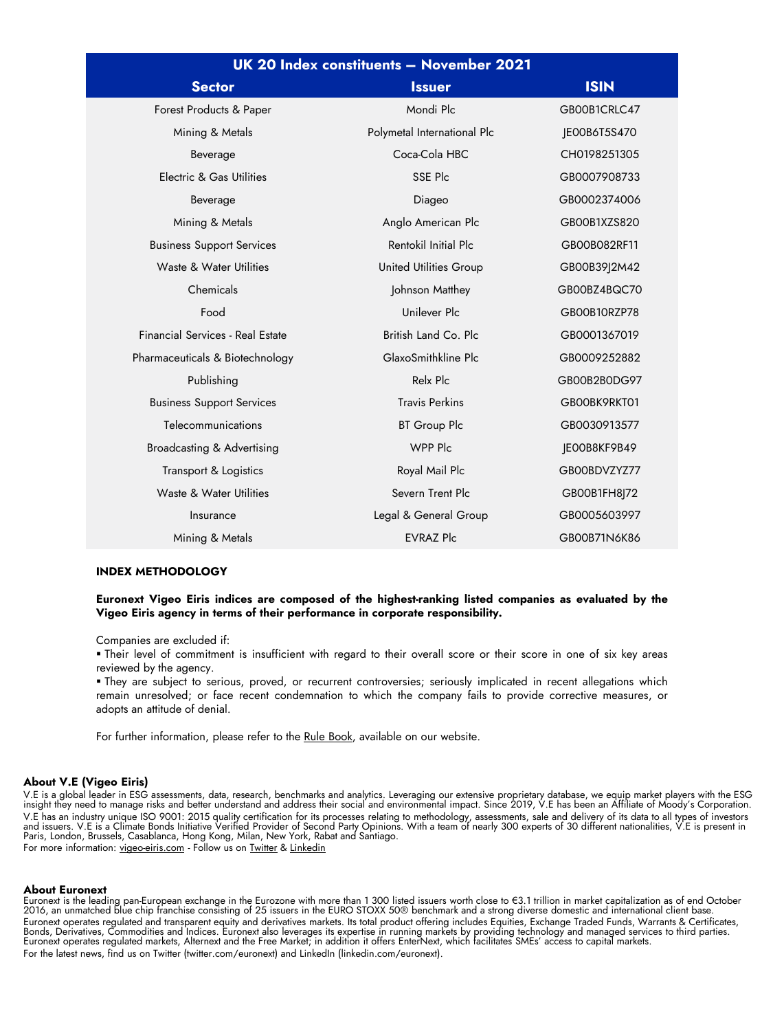| UK 20 Index constituents – November 2021 | | |
|---|---|---|
| **Sector** | **Issuer** | **ISIN** |
| Forest Products & Paper | Mondi Plc | GB00B1CRLC47 |
| Mining & Metals | Polymetal International Plc | JE00B6T5S470 |
| Beverage | Coca-Cola HBC | CH0198251305 |
| Electric & Gas Utilities | SSE Plc | GB0007908733 |
| Beverage | Diageo | GB0002374006 |
| Mining & Metals | Anglo American Plc | GB00B1XZS820 |
| Business Support Services | Rentokil Initial Plc | GB00B082RF11 |
| Waste & Water Utilities | United Utilities Group | GB00B39J2M42 |
| Chemicals | Johnson Matthey | GB00BZ4BQC70 |
| Food | Unilever Plc | GB00B10RZP78 |
| Financial Services - Real Estate | British Land Co. Plc | GB0001367019 |
| Pharmaceuticals & Biotechnology | GlaxoSmithkline Plc | GB0009252882 |
| Publishing | Relx Plc | GB00B2B0DG97 |
| Business Support Services | Travis Perkins | GB00BK9RKT01 |
| Telecommunications | BT Group Plc | GB0030913577 |
| Broadcasting & Advertising | WPP Plc | JE00B8KF9B49 |
| Transport & Logistics | Royal Mail Plc | GB00BDVZYZ77 |
| Waste & Water Utilities | Severn Trent Plc | GB00B1FH8J72 |
| Insurance | Legal & General Group | GB0005603997 |
| Mining & Metals | EVRAZ Plc | GB00B71N6K86 |

**INDEX METHODOLOGY**

**Euronext Vigeo Eiris indices are composed of the highest-ranking listed companies as evaluated by the Vigeo Eiris agency in terms of their performance in corporate responsibility.**

Companies are excluded if:

- Their level of commitment is insufficient with regard to their overall score or their score in one of six key areas reviewed by the agency.
- They are subject to serious, proved, or recurrent controversies; seriously implicated in recent allegations which remain unresolved; or face recent condemnation to which the company fails to provide corrective measures, or adopts an attitude of denial.

For further information, please refer to the Rule Book, available on our website.

**About V.E (Vigeo Eiris)**

V.E is a global leader in ESG assessments, data, research, benchmarks and analytics. Leveraging our extensive proprietary database, we equip market players with the ESG insight they need to manage risks and better understand and address their social and environmental impact. Since 2019, V.E has been an Affiliate of Moody's Corporation.
V.E has an industry unique ISO 9001: 2015 quality certification for its processes relating to methodology, assessments, sale and delivery of its data to all types of investors and issuers. V.E is a Climate Bonds Initiative Verified Provider of Second Party Opinions. With a team of nearly 300 experts of 30 different nationalities, V.E is present in Paris, London, Brussels, Casablanca, Hong Kong, Milan, New York, Rabat and Santiago.
For more information: vigeo-eiris.com - Follow us on Twitter & Linkedin

**About Euronext**

Euronext is the leading pan-European exchange in the Eurozone with more than 1 300 listed issuers worth close to €3.1 trillion in market capitalization as of end October 2016, an unmatched blue chip franchise consisting of 25 issuers in the EURO STOXX 50® benchmark and a strong diverse domestic and international client base.
Euronext operates regulated and transparent equity and derivatives markets. Its total product offering includes Equities, Exchange Traded Funds, Warrants & Certificates, Bonds, Derivatives, Commodities and Indices. Euronext also leverages its expertise in running markets by providing technology and managed services to third parties. Euronext operates regulated markets, Alternext and the Free Market; in addition it offers EnterNext, which facilitates SMEs' access to capital markets.
For the latest news, find us on Twitter (twitter.com/euronext) and LinkedIn (linkedin.com/euronext).